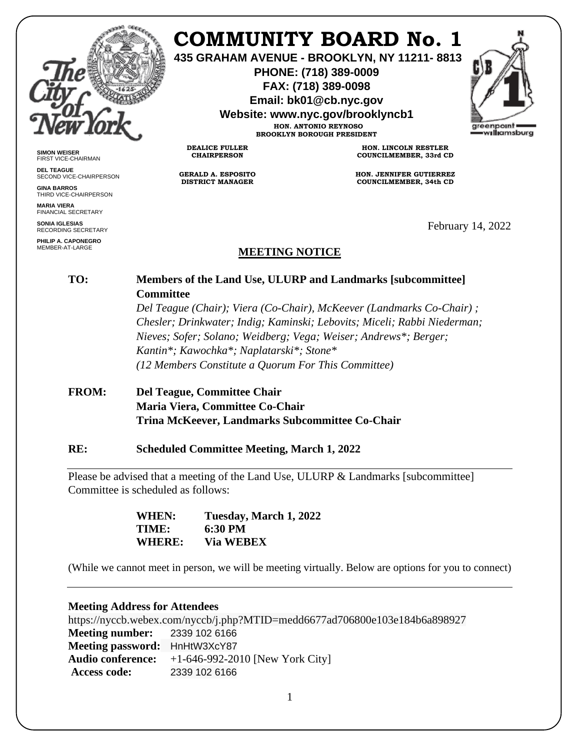# COMMUNITY BOARD No. 1

**435 GRAHAM AVENUE - BROOKLYN, NY 11211- 8813**
**PHONE: (718) 389-0009**
**FAX: (718) 389-0098**
**Email: bk01@cb.nyc.gov**
**Website: www.nyc.gov/brooklyncb1**

**HON. ANTONIO REYNOSO**
**BROOKLYN BOROUGH PRESIDENT**

**DEALICE FULLER**
**CHAIRPERSON**

**GERALD A. ESPOSITO**
**DISTRICT MANAGER**

**HON. LINCOLN RESTLER**
**COUNCILMEMBER, 33rd CD**

**HON. JENNIFER GUTIERREZ**
**COUNCILMEMBER, 34th CD**

**SIMON WEISER**
FIRST VICE-CHAIRMAN

**DEL TEAGUE**
SECOND VICE-CHAIRPERSON

**GINA BARROS**
THIRD VICE-CHAIRPERSON

**MARIA VIERA**
FINANCIAL SECRETARY

**SONIA IGLESIAS**
RECORDING SECRETARY

**PHILIP A. CAPONEGRO**
MEMBER-AT-LARGE

February 14, 2022

## MEETING NOTICE

**TO:** **Members of the Land Use, ULURP and Landmarks [subcommittee] Committee**
*Del Teague (Chair); Viera (Co-Chair), McKeever (Landmarks Co-Chair) ; Chesler; Drinkwater; Indig; Kaminski; Lebovits; Miceli; Rabbi Niederman; Nieves; Sofer; Solano; Weidberg; Vega; Weiser; Andrews*; Berger; Kantin*; Kawochka*; Naplatarski*; Stone**
*(12 Members Constitute a Quorum For This Committee)*

**FROM:** **Del Teague, Committee Chair**
**Maria Viera, Committee Co-Chair**
**Trina McKeever, Landmarks Subcommittee Co-Chair**

**RE:** **Scheduled Committee Meeting, March 1, 2022**

---

Please be advised that a meeting of the Land Use, ULURP & Landmarks [subcommittee] Committee is scheduled as follows:

**WHEN:** **Tuesday, March 1, 2022**
**TIME:** **6:30 PM**
**WHERE:** **Via WEBEX**

(While we cannot meet in person, we will be meeting virtually. Below are options for you to connect)

---

**Meeting Address for Attendees**
https://nyccb.webex.com/nyccb/j.php?MTID=medd6677ad706800e103e184b6a898927
**Meeting number:** 2339 102 6166
**Meeting password:** HnHtW3XcY87
**Audio conference:** +1-646-992-2010 [New York City]
**Access code:** 2339 102 6166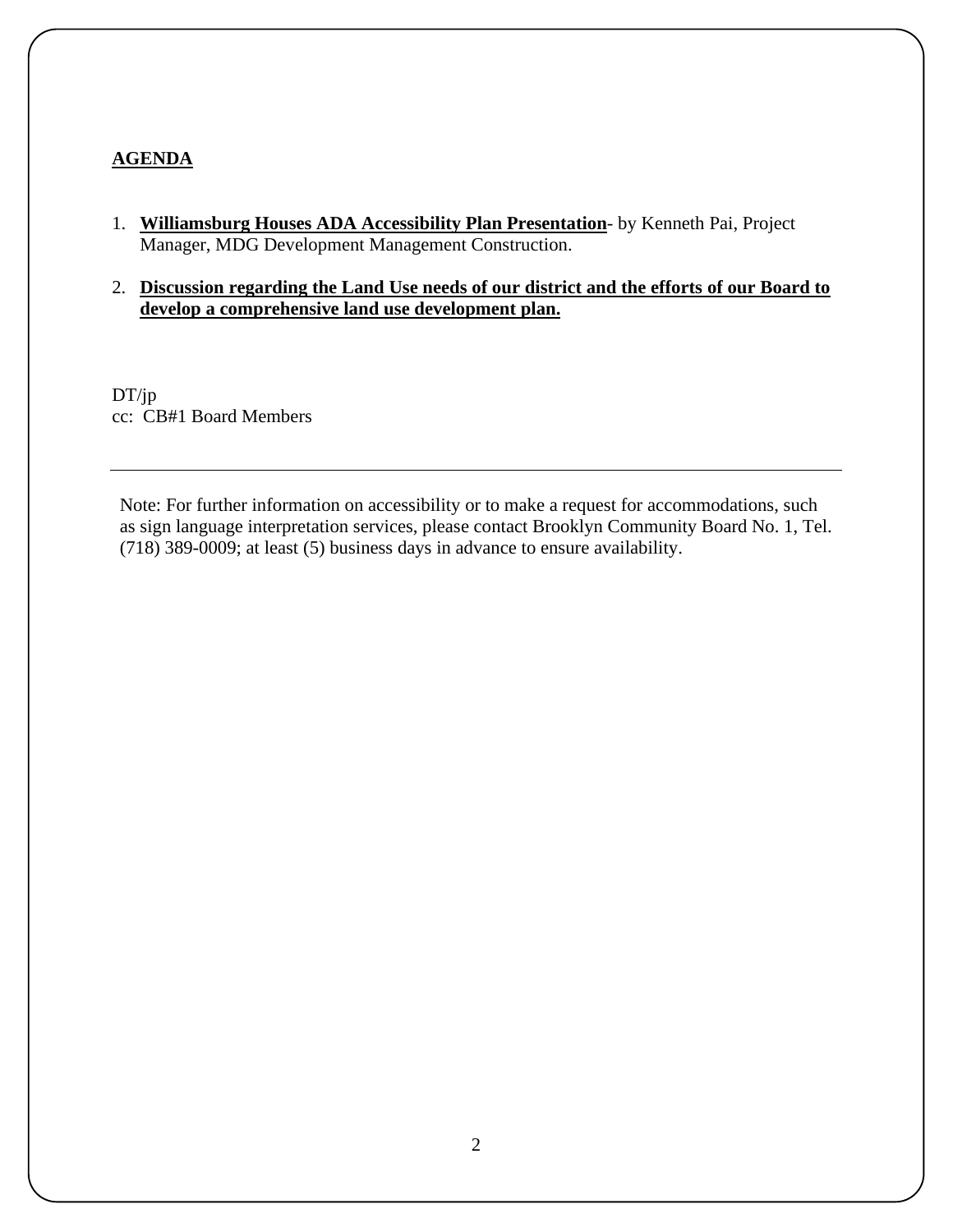**AGENDA**

1. **Williamsburg Houses ADA Accessibility Plan Presentation**- by Kenneth Pai, Project Manager, MDG Development Management Construction.

2. **Discussion regarding the Land Use needs of our district and the efforts of our Board to develop a comprehensive land use development plan.**

DT/jp
cc: CB#1 Board Members

---

Note: For further information on accessibility or to make a request for accommodations, such as sign language interpretation services, please contact Brooklyn Community Board No. 1, Tel. (718) 389-0009; at least (5) business days in advance to ensure availability.